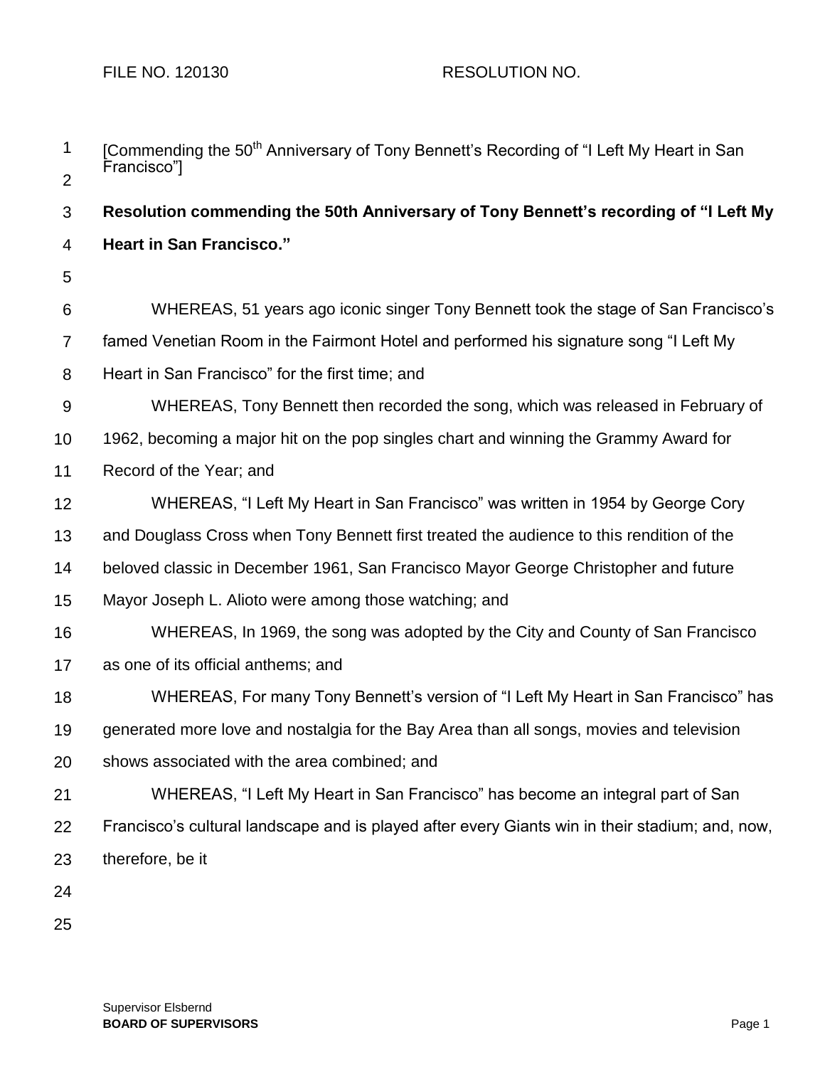FILE NO. 120130 RESOLUTION NO.

[Commending the 50th Anniversary of Tony Bennett's Recording of "I Left My Heart in San Francisco"]

**Resolution commending the 50th Anniversary of Tony Bennett's recording of "I Left My Heart in San Francisco."**

WHEREAS, 51 years ago iconic singer Tony Bennett took the stage of San Francisco's famed Venetian Room in the Fairmont Hotel and performed his signature song "I Left My Heart in San Francisco" for the first time; and

WHEREAS, Tony Bennett then recorded the song, which was released in February of 1962, becoming a major hit on the pop singles chart and winning the Grammy Award for Record of the Year; and

WHEREAS, "I Left My Heart in San Francisco" was written in 1954 by George Cory and Douglass Cross when Tony Bennett first treated the audience to this rendition of the beloved classic in December 1961, San Francisco Mayor George Christopher and future Mayor Joseph L. Alioto were among those watching; and

WHEREAS, In 1969, the song was adopted by the City and County of San Francisco as one of its official anthems; and

WHEREAS, For many Tony Bennett's version of "I Left My Heart in San Francisco" has generated more love and nostalgia for the Bay Area than all songs, movies and television shows associated with the area combined; and

WHEREAS, "I Left My Heart in San Francisco" has become an integral part of San Francisco's cultural landscape and is played after every Giants win in their stadium; and, now, therefore, be it

Supervisor Elsbernd
**BOARD OF SUPERVISORS**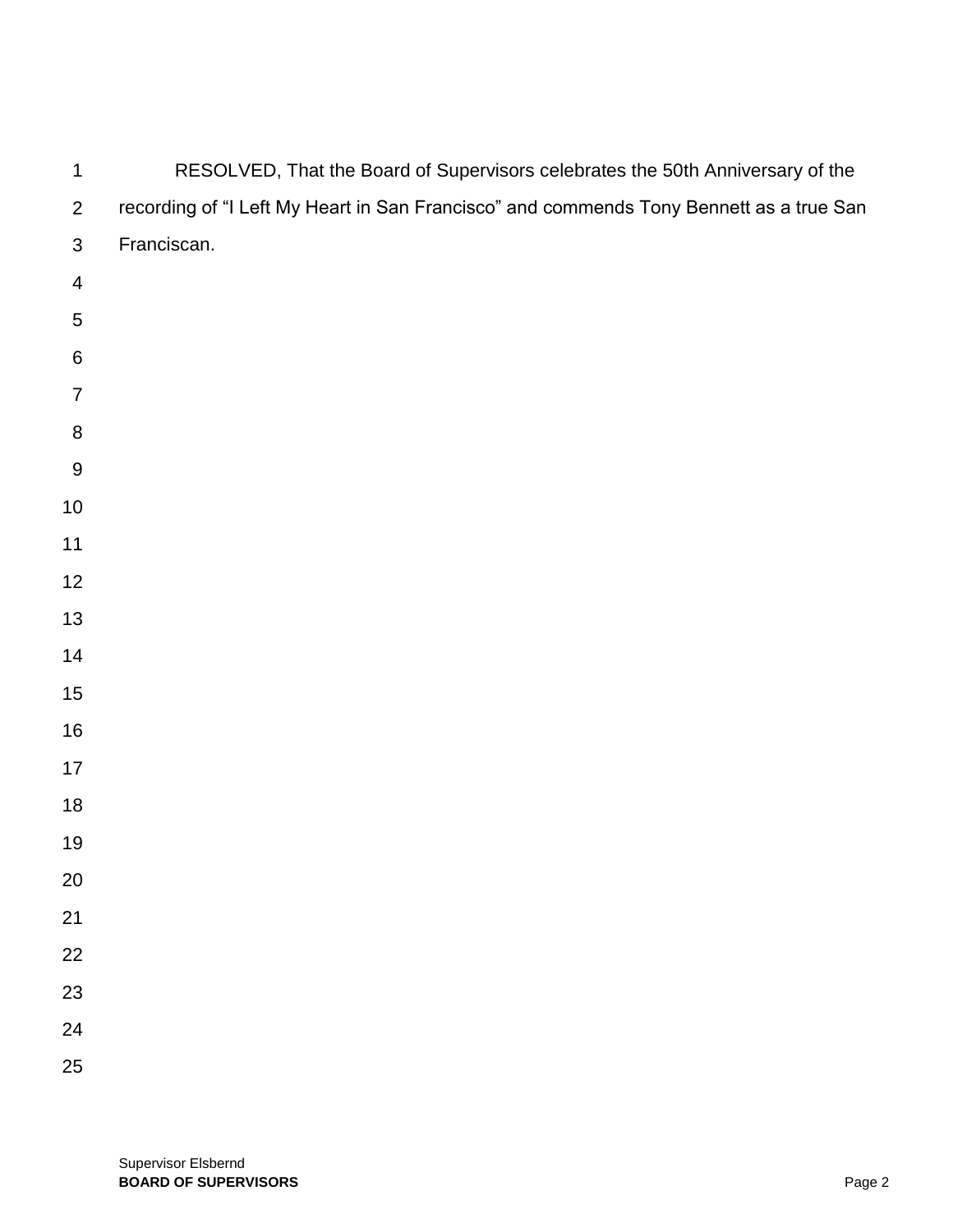RESOLVED, That the Board of Supervisors celebrates the 50th Anniversary of the recording of "I Left My Heart in San Francisco" and commends Tony Bennett as a true San Franciscan.